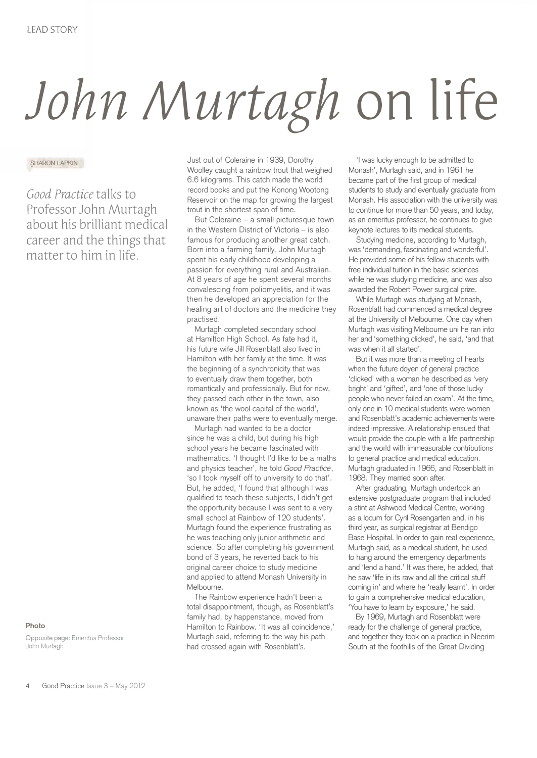# *John Murtagh* on life

SHARON LAPKIN

*Good Practice* talks to Professor John Murtagh about his brilliant medical career and the things that matter to him in life.

Just out of Coleraine in 1939, Dorothy Woolley caught a rainbow trout that weighed 6.6 kilograms. This catch made the world record books and put the Konong Wootong Reservoir on the map for growing the largest trout in the shortest span of time.

But Coleraine – a small picturesque town in the Western District of Victoria – is also famous for producing another great catch. Born into a farming family, John Murtagh spent his early childhood developing a passion for everything rural and Australian. At 8 years of age he spent several months convalescing from poliomyelitis, and it was then he developed an appreciation for the healing art of doctors and the medicine they practised.

Murtagh completed secondary school at Hamilton High School. As fate had it, his future wife Jill Rosenblatt also lived in Hamilton with her family at the time. It was the beginning of a synchronicity that was to eventually draw them together, both romantically and professionally. But for now, they passed each other in the town, also known as 'the wool capital of the world', unaware their paths were to eventually merge.

Murtagh had wanted to be a doctor since he was a child, but during his high school years he became fascinated with mathematics. 'I thought I'd like to be a maths and physics teacher', he told *Good Practice*, 'so I took myself off to university to do that'. But, he added, 'I found that although I was qualified to teach these subjects, I didn't get the opportunity because I was sent to a very small school at Rainbow of 120 students'. Murtagh found the experience frustrating as he was teaching only junior arithmetic and science. So after completing his government bond of 3 years, he reverted back to his original career choice to study medicine and applied to attend Monash University in Melbourne.

The Rainbow experience hadn't been a total disappointment, though, as Rosenblatt's family had, by happenstance, moved from Hamilton to Rainbow. 'It was all coincidence,' Murtagh said, referring to the way his path had crossed again with Rosenblatt's.

'I was lucky enough to be admitted to Monash', Murtagh said, and in 1961 he became part of the first group of medical students to study and eventually graduate from Monash. His association with the university was to continue for more than 50 years, and today, as an emeritus professor, he continues to give keynote lectures to its medical students.

Studying medicine, according to Murtagh, was 'demanding, fascinating and wonderful'. He provided some of his fellow students with free individual tuition in the basic sciences while he was studying medicine, and was also awarded the Robert Power surgical prize.

While Murtagh was studying at Monash, Rosenblatt had commenced a medical degree at the University of Melbourne. One day when Murtagh was visiting Melbourne uni he ran into her and 'something clicked', he said, 'and that was when it all started'.

But it was more than a meeting of hearts when the future doyen of general practice 'clicked' with a woman he described as 'very bright' and 'gifted', and 'one of those lucky people who never failed an exam'. At the time, only one in 10 medical students were women and Rosenblatt's academic achievements were indeed impressive. A relationship ensued that would provide the couple with a life partnership and the world with immeasurable contributions to general practice and medical education. Murtagh graduated in 1966, and Rosenblatt in 1968. They married soon after.

After graduating, Murtagh undertook an extensive postgraduate program that included a stint at Ashwood Medical Centre, working as a locum for Cyril Rosengarten and, in his third year, as surgical registrar at Bendigo Base Hospital. In order to gain real experience, Murtagh said, as a medical student, he used to hang around the emergency departments and 'lend a hand.' It was there, he added, that he saw 'life in its raw and all the critical stuff coming in' and where he 'really learnt'. In order to gain a comprehensive medical education, 'You have to learn by exposure,' he said.

By 1969, Murtagh and Rosenblatt were ready for the challenge of general practice, and together they took on a practice in Neerim South at the foothills of the Great Dividing

**Photo**

Opposite page: Emeritus Professor John Murtagh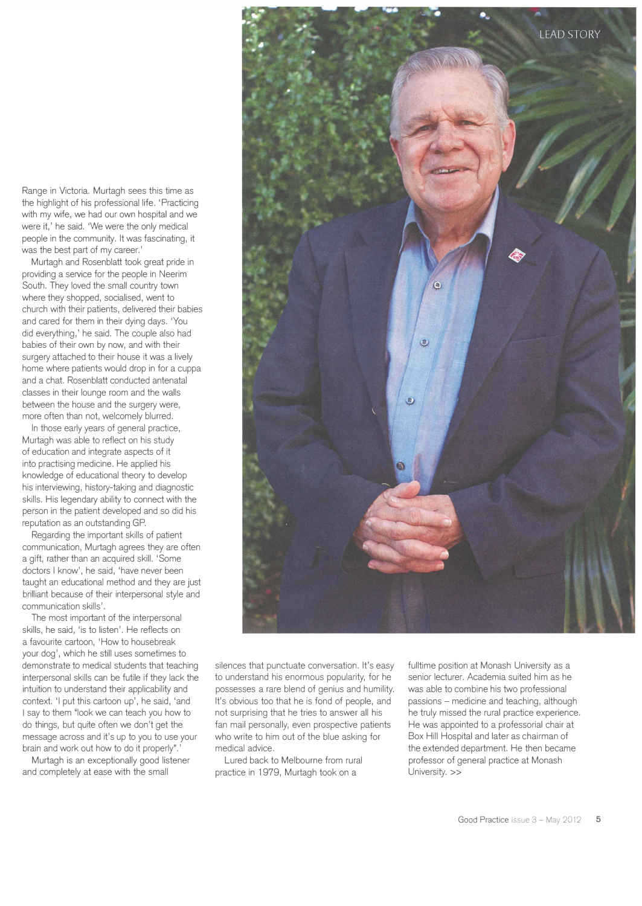Range in Victoria. Murtagh sees this time as the highlight of his professional life. 'Practicing with my wife, we had our own hospital and we were it,' he said. 'We were the only medical people in the community. It was fascinating, it was the best part of my career.'

Murtagh and Rosenblatt took great pride in providing a service for the people in Neerim South. They loved the small country town where they shopped, socialised, went to church with their patients, delivered their babies and cared for them in their dying days. 'You did everything,' he said. The couple also had babies of their own by now, and with their surgery attached to their house it was a lively home where patients would drop in for a cuppa and a chat. Rosenblatt conducted antenatal classes in their lounge room and the walls between the house and the surgery were, more often than not, welcomely blurred.

In those early years of general practice, Murtagh was able to reflect on his study of education and integrate aspects of it into practising medicine. He applied his knowledge of educational theory to develop his interviewing, history-taking and diagnostic skills. His legendary ability to connect with the person in the patient developed and so did his reputation as an outstanding GP.

Regarding the important skills of patient communication, Murtagh agrees they are often a gift, rather than an acquired skill. 'Some doctors I know', he said, 'have never been taught an educational method and they are just brilliant because of their interpersonal style and communication skills'.

The most important of the interpersonal skills, he said, 'is to listen'. He reflects on a favourite cartoon, 'How to housebreak your dog', which he still uses sometimes to demonstrate to medical students that teaching interpersonal skills can be futile if they lack the intuition to understand their applicability and context. 'I put this cartoon up', he said, 'and I say to them "look we can teach you how to do things, but quite often we don't get the message across and it's up to you to use your brain and work out how to do it properly".'

Murtagh is an exceptionally good listener and completely at ease with the small silences that punctuate conversation. It's easy to understand his enormous popularity, for he possesses a rare blend of genius and humility. It's obvious too that he is fond of people, and not surprising that he tries to answer all his fan mail personally, even prospective patients who write to him out of the blue asking for medical advice.

Lured back to Melbourne from rural practice in 1979, Murtagh took on a fulltime position at Monash University as a senior lecturer. Academia suited him as he was able to combine his two professional passions – medicine and teaching, although he truly missed the rural practice experience. He was appointed to a professorial chair at Box Hill Hospital and later as chairman of the extended department. He then became professor of general practice at Monash University. >>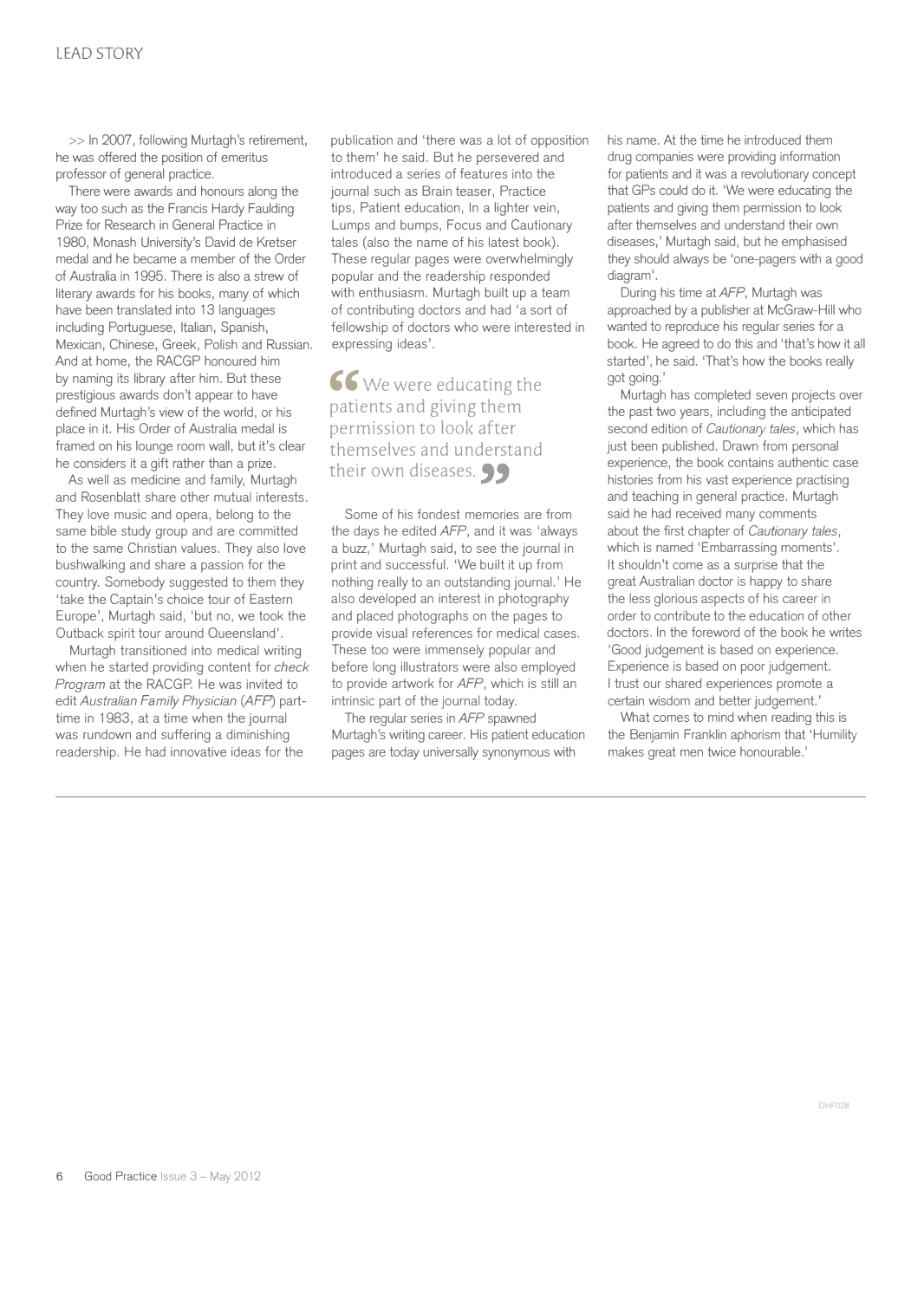>> In 2007, following Murtagh's retirement, he was offered the position of emeritus professor of general practice.

There were awards and honours along the way too such as the Francis Hardy Faulding Prize for Research in General Practice in 1980, Monash University's David de Kretser medal and he became a member of the Order of Australia in 1995. There is also a strew of literary awards for his books, many of which have been translated into 13 languages including Portuguese, Italian, Spanish, Mexican, Chinese, Greek, Polish and Russian. And at home, the RACGP honoured him by naming its library after him. But these prestigious awards don't appear to have defined Murtagh's view of the world, or his place in it. His Order of Australia medal is framed on his lounge room wall, but it's clear he considers it a gift rather than a prize.

As well as medicine and family, Murtagh and Rosenblatt share other mutual interests. They love music and opera, belong to the same bible study group and are committed to the same Christian values. They also love bushwalking and share a passion for the country. Somebody suggested to them they 'take the Captain's choice tour of Eastern Europe', Murtagh said, 'but no, we took the Outback spirit tour around Queensland'.

Murtagh transitioned into medical writing when he started providing content for *check Program* at the RACGP. He was invited to edit *Australian Family Physician* (*AFP*) part-time in 1983, at a time when the journal was rundown and suffering a diminishing readership. He had innovative ideas for the publication and 'there was a lot of opposition to them' he said. But he persevered and introduced a series of features into the journal such as Brain teaser, Practice tips, Patient education, In a lighter vein, Lumps and bumps, Focus and Cautionary tales (also the name of his latest book). These regular pages were overwhelmingly popular and the readership responded with enthusiasm. Murtagh built up a team of contributing doctors and had 'a sort of fellowship of doctors who were interested in expressing ideas'.

> "We were educating the patients and giving them permission to look after themselves and understand their own diseases."

Some of his fondest memories are from the days he edited *AFP*, and it was 'always a buzz,' Murtagh said, to see the journal in print and successful. 'We built it up from nothing really to an outstanding journal.' He also developed an interest in photography and placed photographs on the pages to provide visual references for medical cases. These too were immensely popular and before long illustrators were also employed to provide artwork for *AFP*, which is still an intrinsic part of the journal today.

The regular series in *AFP* spawned Murtagh's writing career. His patient education pages are today universally synonymous with his name. At the time he introduced them drug companies were providing information for patients and it was a revolutionary concept that GPs could do it. 'We were educating the patients and giving them permission to look after themselves and understand their own diseases,' Murtagh said, but he emphasised they should always be 'one-pagers with a good diagram'.

During his time at *AFP*, Murtagh was approached by a publisher at McGraw-Hill who wanted to reproduce his regular series for a book. He agreed to do this and 'that's how it all started', he said. 'That's how the books really got going.'

Murtagh has completed seven projects over the past two years, including the anticipated second edition of *Cautionary tales*, which has just been published. Drawn from personal experience, the book contains authentic case histories from his vast experience practising and teaching in general practice. Murtagh said he had received many comments about the first chapter of *Cautionary tales*, which is named 'Embarrassing moments'. It shouldn't come as a surprise that the great Australian doctor is happy to share the less glorious aspects of his career in order to contribute to the education of other doctors. In the foreword of the book he writes 'Good judgement is based on experience. Experience is based on poor judgement. I trust our shared experiences promote a certain wisdom and better judgement.'

What comes to mind when reading this is the Benjamin Franklin aphorism that 'Humility makes great men twice honourable.'

DHF028